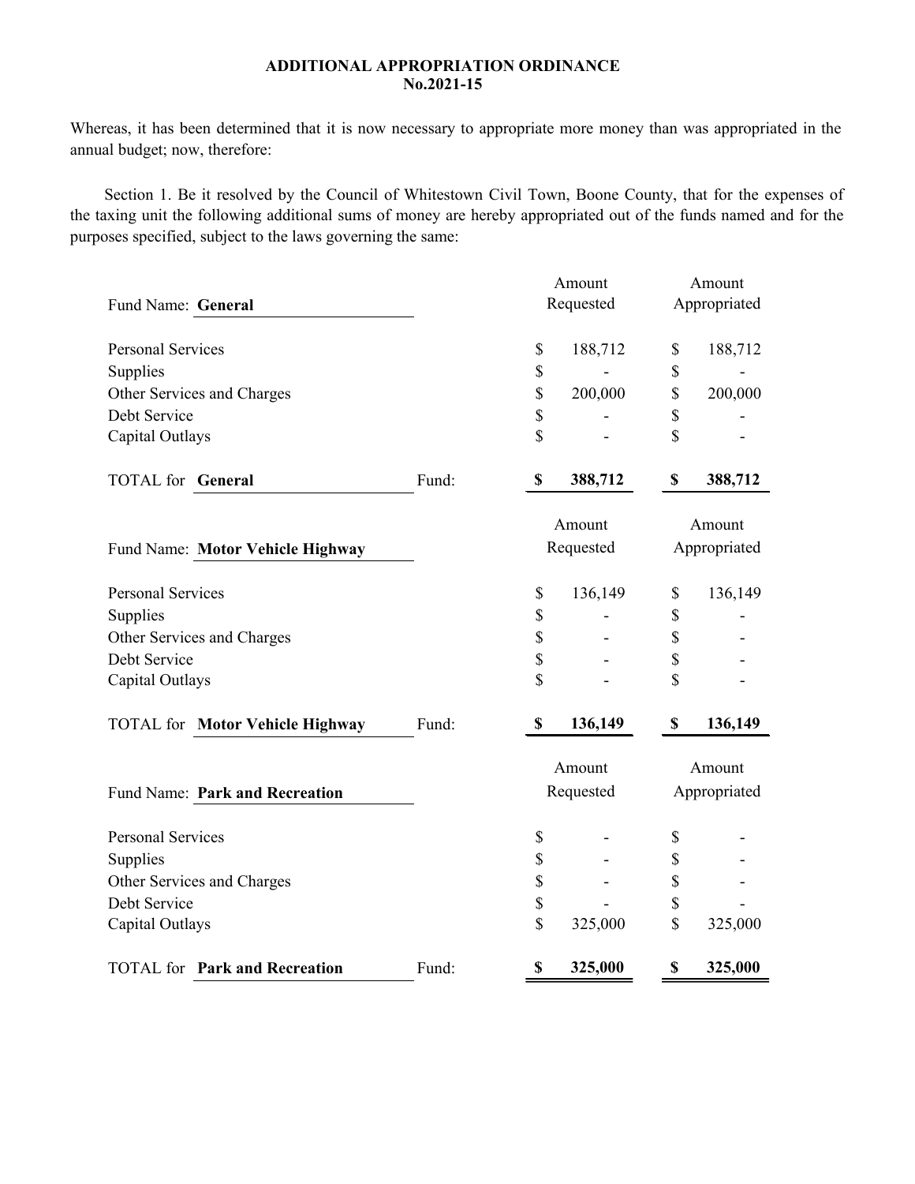**ADDITIONAL APPROPRIATION ORDINANCE**
**No.2021-15**

Whereas, it has been determined that it is now necessary to appropriate more money than was appropriated in the annual budget; now, therefore:

Section 1. Be it resolved by the Council of Whitestown Civil Town, Boone County, that for the expenses of the taxing unit the following additional sums of money are hereby appropriated out of the funds named and for the purposes specified, subject to the laws governing the same:

| Fund Name: **General** | | Amount Requested | Amount Appropriated |
|---|---|---|---|
| Personal Services | | $ 188,712 | $ 188,712 |
| Supplies | | $ - | $ - |
| Other Services and Charges | | $ 200,000 | $ 200,000 |
| Debt Service | | $ - | $ - |
| Capital Outlays | | $ - | $ - |
| TOTAL for **General** | Fund: | **$ 388,712** | **$ 388,712** |

| Fund Name: **Motor Vehicle Highway** | | Amount Requested | Amount Appropriated |
|---|---|---|---|
| Personal Services | | $ 136,149 | $ 136,149 |
| Supplies | | $ - | $ - |
| Other Services and Charges | | $ - | $ - |
| Debt Service | | $ - | $ - |
| Capital Outlays | | $ - | $ - |
| TOTAL for **Motor Vehicle Highway** | Fund: | **$ 136,149** | **$ 136,149** |

| Fund Name: **Park and Recreation** | | Amount Requested | Amount Appropriated |
|---|---|---|---|
| Personal Services | | $ - | $ - |
| Supplies | | $ - | $ - |
| Other Services and Charges | | $ - | $ - |
| Debt Service | | $ - | $ - |
| Capital Outlays | | $ 325,000 | $ 325,000 |
| TOTAL for **Park and Recreation** | Fund: | **$ 325,000** | **$ 325,000** |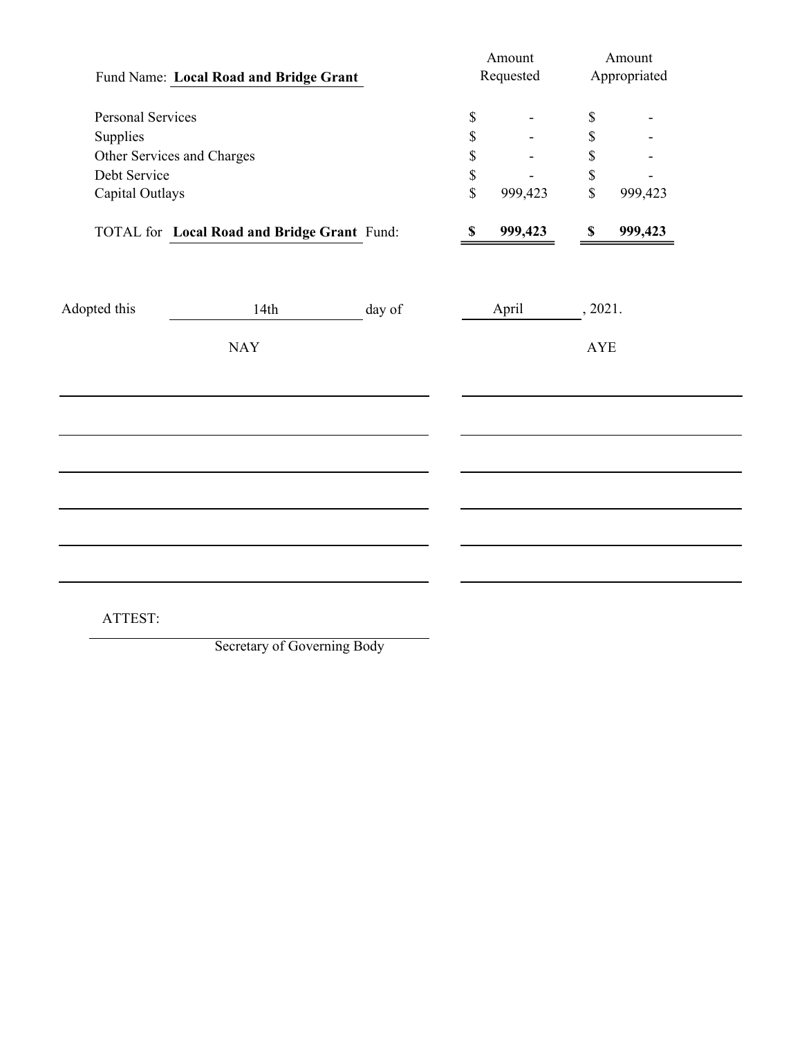| Fund Name: **Local Road and Bridge Grant** | Amount Requested | Amount Appropriated |
|---|---|---|
| Personal Services | $ - | $ - |
| Supplies | $ - | $ - |
| Other Services and Charges | $ - | $ - |
| Debt Service | $ - | $ - |
| Capital Outlays | $ 999,423 | $ 999,423 |
| TOTAL for **Local Road and Bridge Grant** Fund: | **$ 999,423** | **$ 999,423** |

Adopted this 14th day of April, 2021.

| NAY | AYE |
|---|---|
| | |
| | |
| | |
| | |
| | |
| | |

ATTEST:

Secretary of Governing Body